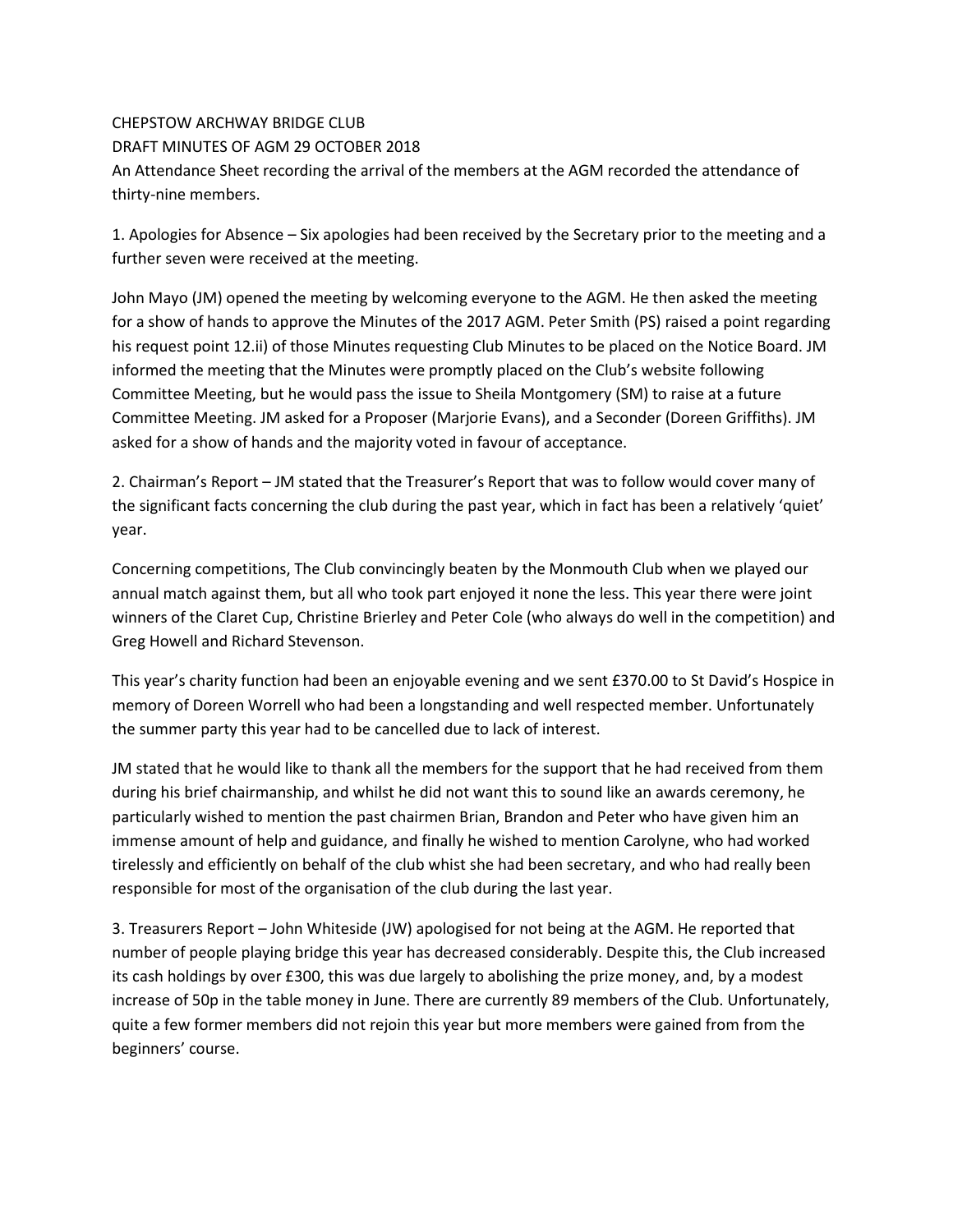CHEPSTOW ARCHWAY BRIDGE CLUB

DRAFT MINUTES OF AGM 29 OCTOBER 2018

An Attendance Sheet recording the arrival of the members at the AGM recorded the attendance of thirty-nine members.

1. Apologies for Absence – Six apologies had been received by the Secretary prior to the meeting and a further seven were received at the meeting.

John Mayo (JM) opened the meeting by welcoming everyone to the AGM. He then asked the meeting for a show of hands to approve the Minutes of the 2017 AGM. Peter Smith (PS) raised a point regarding his request point 12.ii) of those Minutes requesting Club Minutes to be placed on the Notice Board. JM informed the meeting that the Minutes were promptly placed on the Club's website following Committee Meeting, but he would pass the issue to Sheila Montgomery (SM) to raise at a future Committee Meeting. JM asked for a Proposer (Marjorie Evans), and a Seconder (Doreen Griffiths). JM asked for a show of hands and the majority voted in favour of acceptance.

2. Chairman's Report – JM stated that the Treasurer's Report that was to follow would cover many of the significant facts concerning the club during the past year, which in fact has been a relatively 'quiet' year.

Concerning competitions, The Club convincingly beaten by the Monmouth Club when we played our annual match against them, but all who took part enjoyed it none the less. This year there were joint winners of the Claret Cup, Christine Brierley and Peter Cole (who always do well in the competition) and Greg Howell and Richard Stevenson.

This year's charity function had been an enjoyable evening and we sent £370.00 to St David's Hospice in memory of Doreen Worrell who had been a longstanding and well respected member. Unfortunately the summer party this year had to be cancelled due to lack of interest.

JM stated that he would like to thank all the members for the support that he had received from them during his brief chairmanship, and whilst he did not want this to sound like an awards ceremony, he particularly wished to mention the past chairmen Brian, Brandon and Peter who have given him an immense amount of help and guidance, and finally he wished to mention Carolyne, who had worked tirelessly and efficiently on behalf of the club whist she had been secretary, and who had really been responsible for most of the organisation of the club during the last year.

3. Treasurers Report – John Whiteside (JW) apologised for not being at the AGM. He reported that number of people playing bridge this year has decreased considerably. Despite this, the Club increased its cash holdings by over £300, this was due largely to abolishing the prize money, and, by a modest increase of 50p in the table money in June. There are currently 89 members of the Club. Unfortunately, quite a few former members did not rejoin this year but more members were gained from from the beginners' course.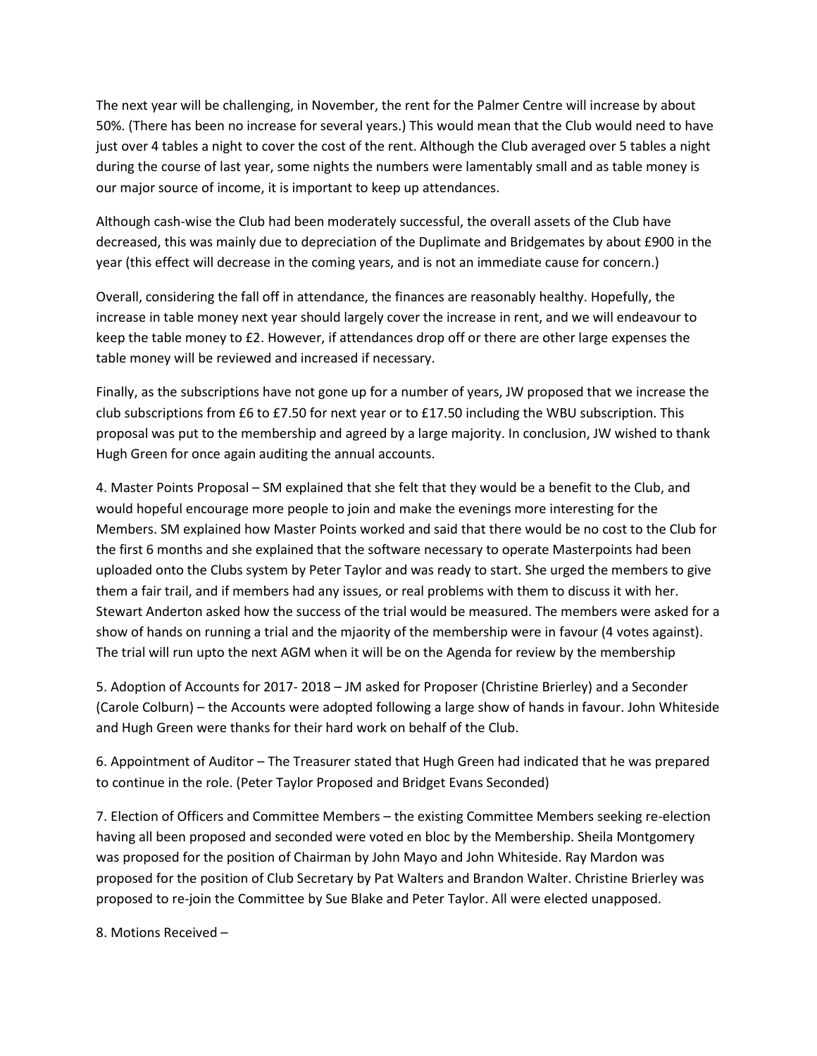The next year will be challenging, in November, the rent for the Palmer Centre will increase by about 50%. (There has been no increase for several years.) This would mean that the Club would need to have just over 4 tables a night to cover the cost of the rent. Although the Club averaged over 5 tables a night during the course of last year, some nights the numbers were lamentably small and as table money is our major source of income, it is important to keep up attendances.

Although cash-wise the Club had been moderately successful, the overall assets of the Club have decreased, this was mainly due to depreciation of the Duplimate and Bridgemates by about £900 in the year (this effect will decrease in the coming years, and is not an immediate cause for concern.)

Overall, considering the fall off in attendance, the finances are reasonably healthy. Hopefully, the increase in table money next year should largely cover the increase in rent, and we will endeavour to keep the table money to £2. However, if attendances drop off or there are other large expenses the table money will be reviewed and increased if necessary.

Finally, as the subscriptions have not gone up for a number of years, JW proposed that we increase the club subscriptions from £6 to £7.50 for next year or to £17.50 including the WBU subscription. This proposal was put to the membership and agreed by a large majority. In conclusion, JW wished to thank Hugh Green for once again auditing the annual accounts.

4. Master Points Proposal – SM explained that she felt that they would be a benefit to the Club, and would hopeful encourage more people to join and make the evenings more interesting for the Members. SM explained how Master Points worked and said that there would be no cost to the Club for the first 6 months and she explained that the software necessary to operate Masterpoints had been uploaded onto the Clubs system by Peter Taylor and was ready to start. She urged the members to give them a fair trail, and if members had any issues, or real problems with them to discuss it with her. Stewart Anderton asked how the success of the trial would be measured. The members were asked for a show of hands on running a trial and the mjaority of the membership were in favour (4 votes against). The trial will run upto the next AGM when it will be on the Agenda for review by the membership

5. Adoption of Accounts for 2017- 2018 – JM asked for Proposer (Christine Brierley) and a Seconder (Carole Colburn) – the Accounts were adopted following a large show of hands in favour. John Whiteside and Hugh Green were thanks for their hard work on behalf of the Club.

6. Appointment of Auditor – The Treasurer stated that Hugh Green had indicated that he was prepared to continue in the role. (Peter Taylor Proposed and Bridget Evans Seconded)

7. Election of Officers and Committee Members – the existing Committee Members seeking re-election having all been proposed and seconded were voted en bloc by the Membership. Sheila Montgomery was proposed for the position of Chairman by John Mayo and John Whiteside. Ray Mardon was proposed for the position of Club Secretary by Pat Walters and Brandon Walter. Christine Brierley was proposed to re-join the Committee by Sue Blake and Peter Taylor. All were elected unapposed.

8. Motions Received –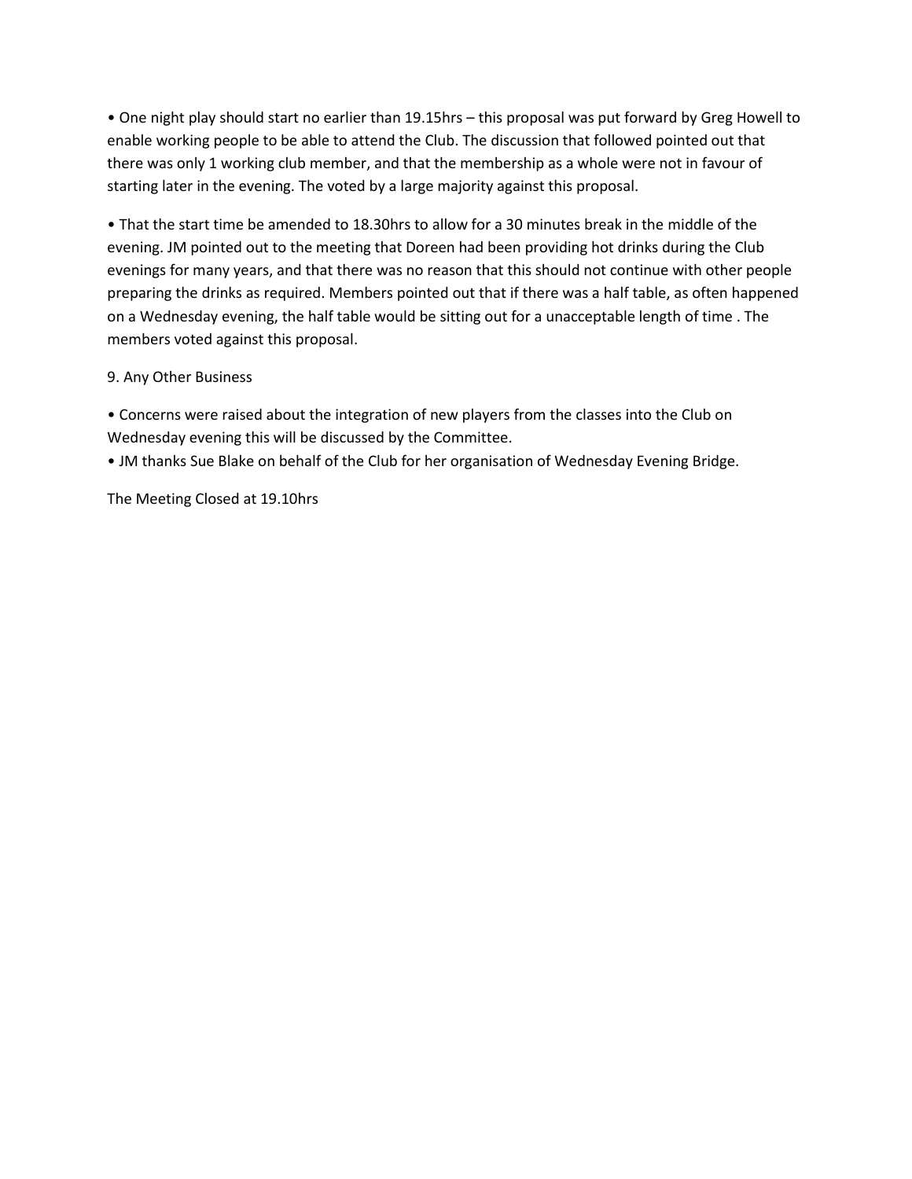- One night play should start no earlier than 19.15hrs – this proposal was put forward by Greg Howell to enable working people to be able to attend the Club. The discussion that followed pointed out that there was only 1 working club member, and that the membership as a whole were not in favour of starting later in the evening. The voted by a large majority against this proposal.

- That the start time be amended to 18.30hrs to allow for a 30 minutes break in the middle of the evening. JM pointed out to the meeting that Doreen had been providing hot drinks during the Club evenings for many years, and that there was no reason that this should not continue with other people preparing the drinks as required. Members pointed out that if there was a half table, as often happened on a Wednesday evening, the half table would be sitting out for a unacceptable length of time . The members voted against this proposal.

9. Any Other Business

- Concerns were raised about the integration of new players from the classes into the Club on Wednesday evening this will be discussed by the Committee.
- JM thanks Sue Blake on behalf of the Club for her organisation of Wednesday Evening Bridge.

The Meeting Closed at 19.10hrs